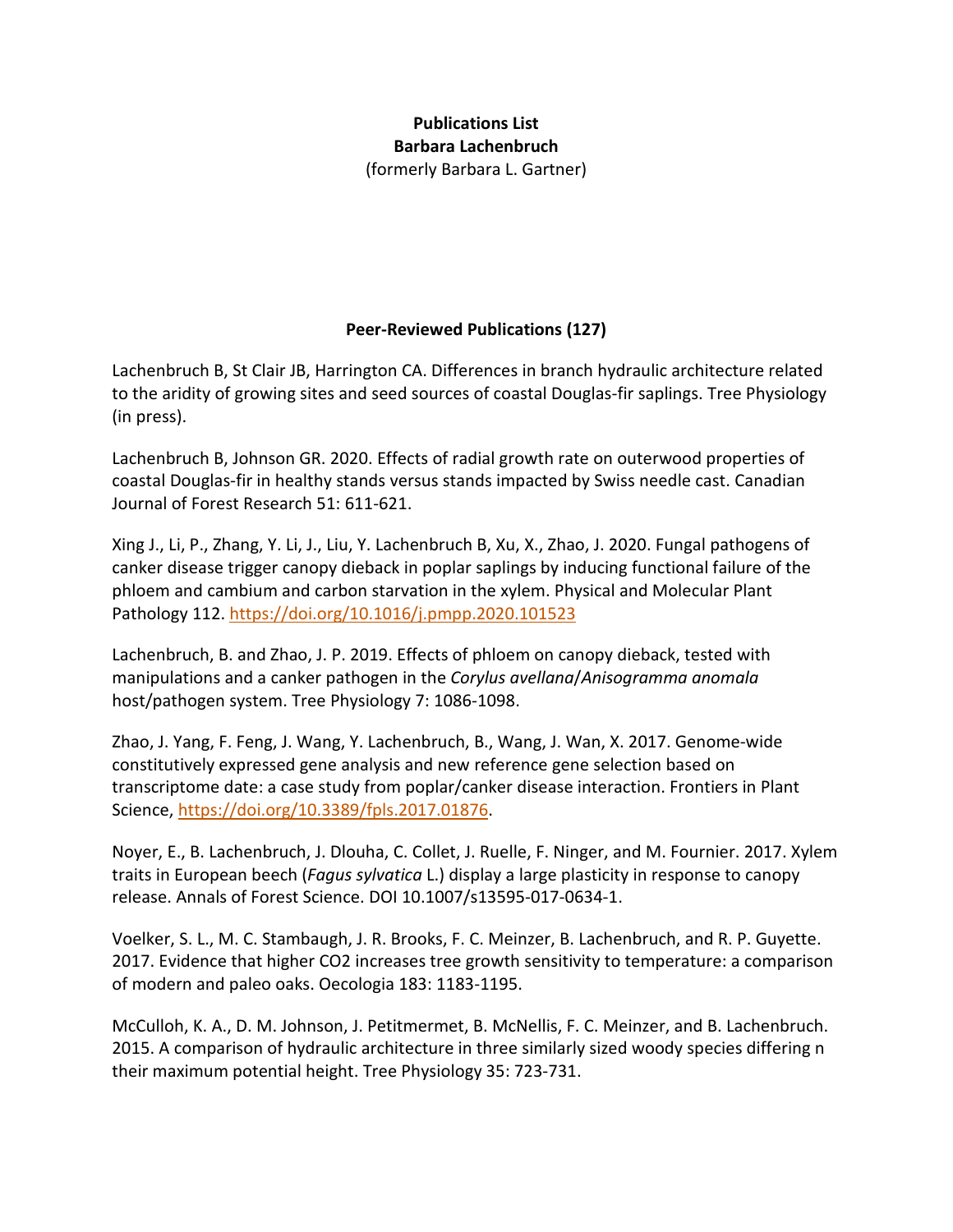**Publications List**
**Barbara Lachenbruch**
(formerly Barbara L. Gartner)

## Peer-Reviewed Publications (127)

Lachenbruch B, St Clair JB, Harrington CA. Differences in branch hydraulic architecture related to the aridity of growing sites and seed sources of coastal Douglas-fir saplings. Tree Physiology (in press).

Lachenbruch B, Johnson GR. 2020. Effects of radial growth rate on outerwood properties of coastal Douglas-fir in healthy stands versus stands impacted by Swiss needle cast. Canadian Journal of Forest Research 51: 611-621.

Xing J., Li, P., Zhang, Y. Li, J., Liu, Y. Lachenbruch B, Xu, X., Zhao, J. 2020. Fungal pathogens of canker disease trigger canopy dieback in poplar saplings by inducing functional failure of the phloem and cambium and carbon starvation in the xylem. Physical and Molecular Plant Pathology 112. https://doi.org/10.1016/j.pmpp.2020.101523

Lachenbruch, B. and Zhao, J. P. 2019. Effects of phloem on canopy dieback, tested with manipulations and a canker pathogen in the *Corylus avellana*/*Anisogramma anomala* host/pathogen system. Tree Physiology 7: 1086-1098.

Zhao, J. Yang, F. Feng, J. Wang, Y. Lachenbruch, B., Wang, J. Wan, X. 2017. Genome-wide constitutively expressed gene analysis and new reference gene selection based on transcriptome date: a case study from poplar/canker disease interaction. Frontiers in Plant Science, https://doi.org/10.3389/fpls.2017.01876.

Noyer, E., B. Lachenbruch, J. Dlouha, C. Collet, J. Ruelle, F. Ninger, and M. Fournier. 2017. Xylem traits in European beech (*Fagus sylvatica* L.) display a large plasticity in response to canopy release. Annals of Forest Science. DOI 10.1007/s13595-017-0634-1.

Voelker, S. L., M. C. Stambaugh, J. R. Brooks, F. C. Meinzer, B. Lachenbruch, and R. P. Guyette. 2017. Evidence that higher CO2 increases tree growth sensitivity to temperature: a comparison of modern and paleo oaks. Oecologia 183: 1183-1195.

McCulloh, K. A., D. M. Johnson, J. Petitmermet, B. McNellis, F. C. Meinzer, and B. Lachenbruch. 2015. A comparison of hydraulic architecture in three similarly sized woody species differing n their maximum potential height. Tree Physiology 35: 723-731.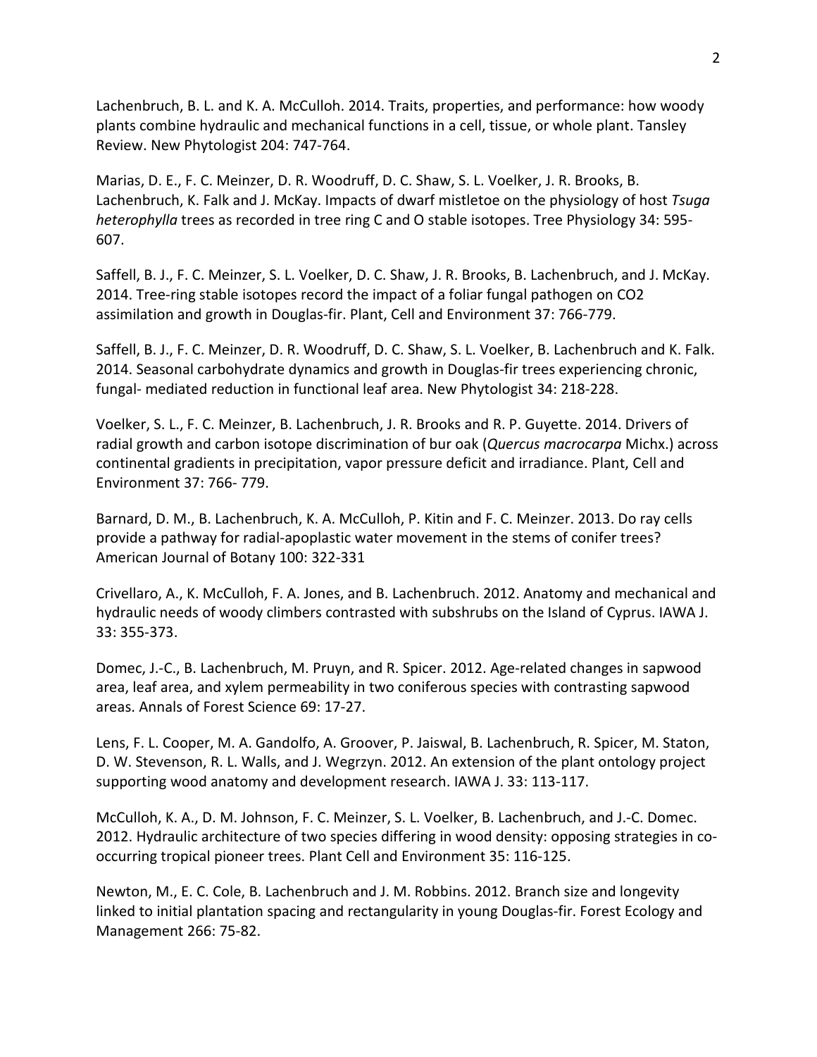Lachenbruch, B. L. and K. A. McCulloh. 2014. Traits, properties, and performance: how woody plants combine hydraulic and mechanical functions in a cell, tissue, or whole plant. Tansley Review. New Phytologist 204: 747-764.

Marias, D. E., F. C. Meinzer, D. R. Woodruff, D. C. Shaw, S. L. Voelker, J. R. Brooks, B. Lachenbruch, K. Falk and J. McKay. Impacts of dwarf mistletoe on the physiology of host *Tsuga heterophylla* trees as recorded in tree ring C and O stable isotopes. Tree Physiology 34: 595-607.

Saffell, B. J., F. C. Meinzer, S. L. Voelker, D. C. Shaw, J. R. Brooks, B. Lachenbruch, and J. McKay. 2014. Tree-ring stable isotopes record the impact of a foliar fungal pathogen on CO2 assimilation and growth in Douglas-fir. Plant, Cell and Environment 37: 766-779.

Saffell, B. J., F. C. Meinzer, D. R. Woodruff, D. C. Shaw, S. L. Voelker, B. Lachenbruch and K. Falk. 2014. Seasonal carbohydrate dynamics and growth in Douglas-fir trees experiencing chronic, fungal- mediated reduction in functional leaf area. New Phytologist 34: 218-228.

Voelker, S. L., F. C. Meinzer, B. Lachenbruch, J. R. Brooks and R. P. Guyette. 2014. Drivers of radial growth and carbon isotope discrimination of bur oak (*Quercus macrocarpa* Michx.) across continental gradients in precipitation, vapor pressure deficit and irradiance. Plant, Cell and Environment 37: 766- 779.

Barnard, D. M., B. Lachenbruch, K. A. McCulloh, P. Kitin and F. C. Meinzer. 2013. Do ray cells provide a pathway for radial-apoplastic water movement in the stems of conifer trees? American Journal of Botany 100: 322-331

Crivellaro, A., K. McCulloh, F. A. Jones, and B. Lachenbruch. 2012. Anatomy and mechanical and hydraulic needs of woody climbers contrasted with subshrubs on the Island of Cyprus. IAWA J. 33: 355-373.

Domec, J.-C., B. Lachenbruch, M. Pruyn, and R. Spicer. 2012. Age-related changes in sapwood area, leaf area, and xylem permeability in two coniferous species with contrasting sapwood areas. Annals of Forest Science 69: 17-27.

Lens, F. L. Cooper, M. A. Gandolfo, A. Groover, P. Jaiswal, B. Lachenbruch, R. Spicer, M. Staton, D. W. Stevenson, R. L. Walls, and J. Wegrzyn. 2012. An extension of the plant ontology project supporting wood anatomy and development research. IAWA J. 33: 113-117.

McCulloh, K. A., D. M. Johnson, F. C. Meinzer, S. L. Voelker, B. Lachenbruch, and J.-C. Domec. 2012. Hydraulic architecture of two species differing in wood density: opposing strategies in co-occurring tropical pioneer trees. Plant Cell and Environment 35: 116-125.

Newton, M., E. C. Cole, B. Lachenbruch and J. M. Robbins. 2012. Branch size and longevity linked to initial plantation spacing and rectangularity in young Douglas-fir. Forest Ecology and Management 266: 75-82.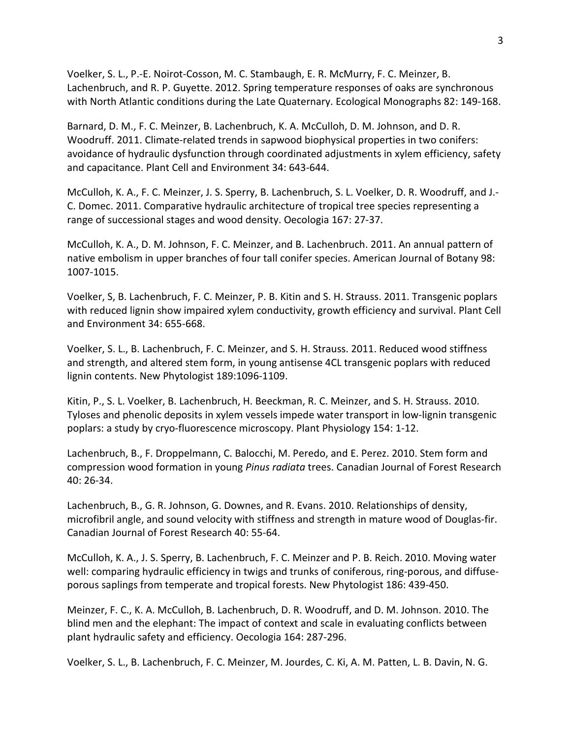Voelker, S. L., P.-E. Noirot-Cosson, M. C. Stambaugh, E. R. McMurry, F. C. Meinzer, B. Lachenbruch, and R. P. Guyette. 2012. Spring temperature responses of oaks are synchronous with North Atlantic conditions during the Late Quaternary. Ecological Monographs 82: 149-168.

Barnard, D. M., F. C. Meinzer, B. Lachenbruch, K. A. McCulloh, D. M. Johnson, and D. R. Woodruff. 2011. Climate-related trends in sapwood biophysical properties in two conifers: avoidance of hydraulic dysfunction through coordinated adjustments in xylem efficiency, safety and capacitance. Plant Cell and Environment 34: 643-644.

McCulloh, K. A., F. C. Meinzer, J. S. Sperry, B. Lachenbruch, S. L. Voelker, D. R. Woodruff, and J.-C. Domec. 2011. Comparative hydraulic architecture of tropical tree species representing a range of successional stages and wood density. Oecologia 167: 27-37.

McCulloh, K. A., D. M. Johnson, F. C. Meinzer, and B. Lachenbruch. 2011. An annual pattern of native embolism in upper branches of four tall conifer species. American Journal of Botany 98: 1007-1015.

Voelker, S, B. Lachenbruch, F. C. Meinzer, P. B. Kitin and S. H. Strauss. 2011. Transgenic poplars with reduced lignin show impaired xylem conductivity, growth efficiency and survival. Plant Cell and Environment 34: 655-668.

Voelker, S. L., B. Lachenbruch, F. C. Meinzer, and S. H. Strauss. 2011. Reduced wood stiffness and strength, and altered stem form, in young antisense 4CL transgenic poplars with reduced lignin contents. New Phytologist 189:1096-1109.

Kitin, P., S. L. Voelker, B. Lachenbruch, H. Beeckman, R. C. Meinzer, and S. H. Strauss. 2010. Tyloses and phenolic deposits in xylem vessels impede water transport in low-lignin transgenic poplars: a study by cryo-fluorescence microscopy. Plant Physiology 154: 1-12.

Lachenbruch, B., F. Droppelmann, C. Balocchi, M. Peredo, and E. Perez. 2010. Stem form and compression wood formation in young *Pinus radiata* trees. Canadian Journal of Forest Research 40: 26-34.

Lachenbruch, B., G. R. Johnson, G. Downes, and R. Evans. 2010. Relationships of density, microfibril angle, and sound velocity with stiffness and strength in mature wood of Douglas-fir. Canadian Journal of Forest Research 40: 55-64.

McCulloh, K. A., J. S. Sperry, B. Lachenbruch, F. C. Meinzer and P. B. Reich. 2010. Moving water well: comparing hydraulic efficiency in twigs and trunks of coniferous, ring-porous, and diffuse-porous saplings from temperate and tropical forests. New Phytologist 186: 439-450.

Meinzer, F. C., K. A. McCulloh, B. Lachenbruch, D. R. Woodruff, and D. M. Johnson. 2010. The blind men and the elephant: The impact of context and scale in evaluating conflicts between plant hydraulic safety and efficiency. Oecologia 164: 287-296.

Voelker, S. L., B. Lachenbruch, F. C. Meinzer, M. Jourdes, C. Ki, A. M. Patten, L. B. Davin, N. G.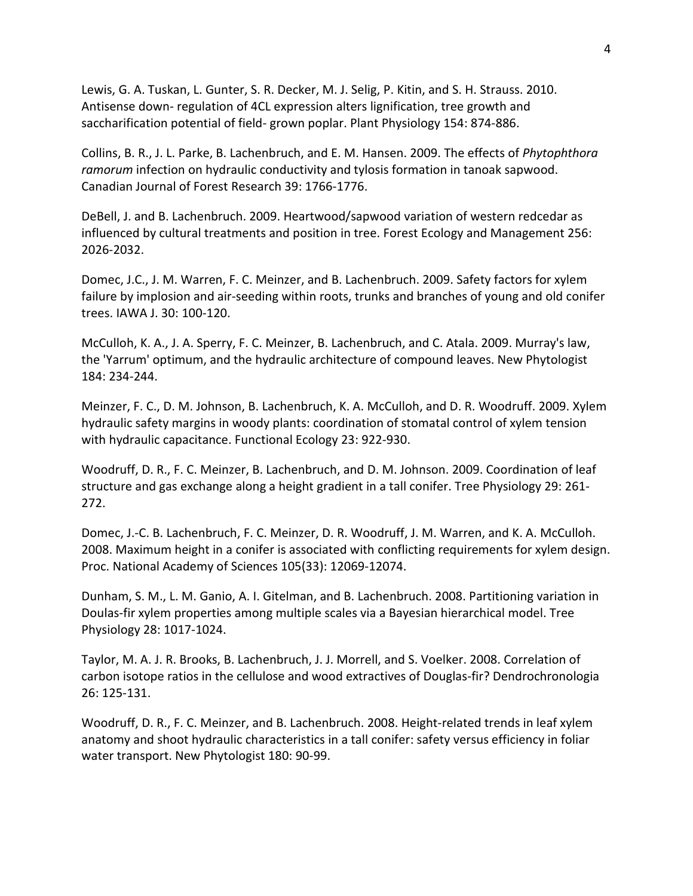Lewis, G. A. Tuskan, L. Gunter, S. R. Decker, M. J. Selig, P. Kitin, and S. H. Strauss. 2010. Antisense down- regulation of 4CL expression alters lignification, tree growth and saccharification potential of field- grown poplar. Plant Physiology 154: 874-886.

Collins, B. R., J. L. Parke, B. Lachenbruch, and E. M. Hansen. 2009. The effects of *Phytophthora ramorum* infection on hydraulic conductivity and tylosis formation in tanoak sapwood. Canadian Journal of Forest Research 39: 1766-1776.

DeBell, J. and B. Lachenbruch. 2009. Heartwood/sapwood variation of western redcedar as influenced by cultural treatments and position in tree. Forest Ecology and Management 256: 2026-2032.

Domec, J.C., J. M. Warren, F. C. Meinzer, and B. Lachenbruch. 2009. Safety factors for xylem failure by implosion and air-seeding within roots, trunks and branches of young and old conifer trees. IAWA J. 30: 100-120.

McCulloh, K. A., J. A. Sperry, F. C. Meinzer, B. Lachenbruch, and C. Atala. 2009. Murray's law, the 'Yarrum' optimum, and the hydraulic architecture of compound leaves. New Phytologist 184: 234-244.

Meinzer, F. C., D. M. Johnson, B. Lachenbruch, K. A. McCulloh, and D. R. Woodruff. 2009. Xylem hydraulic safety margins in woody plants: coordination of stomatal control of xylem tension with hydraulic capacitance. Functional Ecology 23: 922-930.

Woodruff, D. R., F. C. Meinzer, B. Lachenbruch, and D. M. Johnson. 2009. Coordination of leaf structure and gas exchange along a height gradient in a tall conifer. Tree Physiology 29: 261-272.

Domec, J.-C. B. Lachenbruch, F. C. Meinzer, D. R. Woodruff, J. M. Warren, and K. A. McCulloh. 2008. Maximum height in a conifer is associated with conflicting requirements for xylem design. Proc. National Academy of Sciences 105(33): 12069-12074.

Dunham, S. M., L. M. Ganio, A. I. Gitelman, and B. Lachenbruch. 2008. Partitioning variation in Doulas-fir xylem properties among multiple scales via a Bayesian hierarchical model. Tree Physiology 28: 1017-1024.

Taylor, M. A. J. R. Brooks, B. Lachenbruch, J. J. Morrell, and S. Voelker. 2008. Correlation of carbon isotope ratios in the cellulose and wood extractives of Douglas-fir? Dendrochronologia 26: 125-131.

Woodruff, D. R., F. C. Meinzer, and B. Lachenbruch. 2008. Height-related trends in leaf xylem anatomy and shoot hydraulic characteristics in a tall conifer: safety versus efficiency in foliar water transport. New Phytologist 180: 90-99.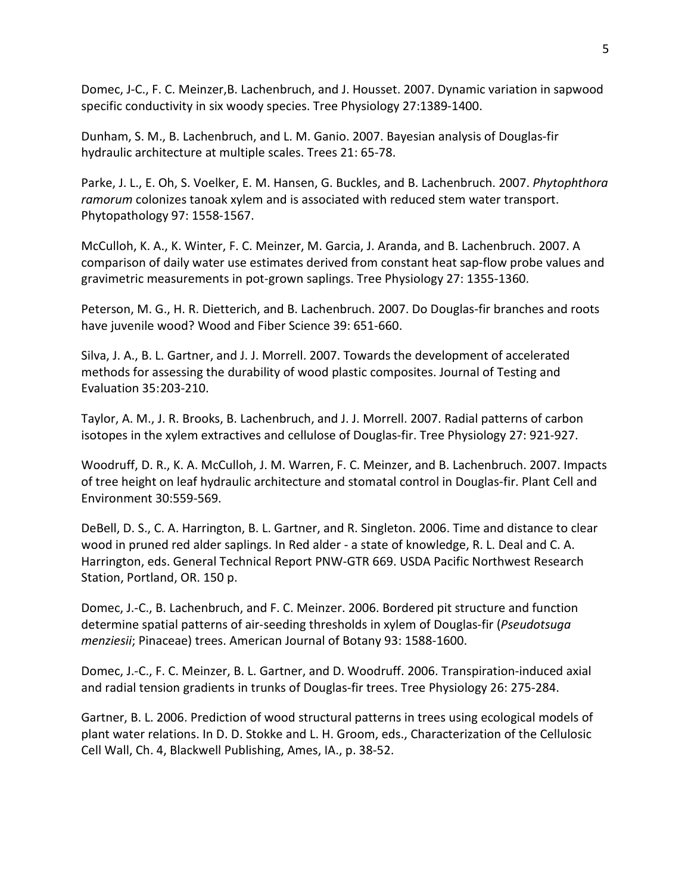Domec, J-C., F. C. Meinzer,B. Lachenbruch, and J. Housset. 2007. Dynamic variation in sapwood specific conductivity in six woody species. Tree Physiology 27:1389-1400.

Dunham, S. M., B. Lachenbruch, and L. M. Ganio. 2007. Bayesian analysis of Douglas-fir hydraulic architecture at multiple scales. Trees 21: 65-78.

Parke, J. L., E. Oh, S. Voelker, E. M. Hansen, G. Buckles, and B. Lachenbruch. 2007. *Phytophthora ramorum* colonizes tanoak xylem and is associated with reduced stem water transport. Phytopathology 97: 1558-1567.

McCulloh, K. A., K. Winter, F. C. Meinzer, M. Garcia, J. Aranda, and B. Lachenbruch. 2007. A comparison of daily water use estimates derived from constant heat sap-flow probe values and gravimetric measurements in pot-grown saplings. Tree Physiology 27: 1355-1360.

Peterson, M. G., H. R. Dietterich, and B. Lachenbruch. 2007. Do Douglas-fir branches and roots have juvenile wood? Wood and Fiber Science 39: 651-660.

Silva, J. A., B. L. Gartner, and J. J. Morrell. 2007. Towards the development of accelerated methods for assessing the durability of wood plastic composites. Journal of Testing and Evaluation 35:203-210.

Taylor, A. M., J. R. Brooks, B. Lachenbruch, and J. J. Morrell. 2007. Radial patterns of carbon isotopes in the xylem extractives and cellulose of Douglas-fir. Tree Physiology 27: 921-927.

Woodruff, D. R., K. A. McCulloh, J. M. Warren, F. C. Meinzer, and B. Lachenbruch. 2007. Impacts of tree height on leaf hydraulic architecture and stomatal control in Douglas-fir. Plant Cell and Environment 30:559-569.

DeBell, D. S., C. A. Harrington, B. L. Gartner, and R. Singleton. 2006. Time and distance to clear wood in pruned red alder saplings. In Red alder - a state of knowledge, R. L. Deal and C. A. Harrington, eds. General Technical Report PNW-GTR 669. USDA Pacific Northwest Research Station, Portland, OR. 150 p.

Domec, J.-C., B. Lachenbruch, and F. C. Meinzer. 2006. Bordered pit structure and function determine spatial patterns of air-seeding thresholds in xylem of Douglas-fir (*Pseudotsuga menziesii*; Pinaceae) trees. American Journal of Botany 93: 1588-1600.

Domec, J.-C., F. C. Meinzer, B. L. Gartner, and D. Woodruff. 2006. Transpiration-induced axial and radial tension gradients in trunks of Douglas-fir trees. Tree Physiology 26: 275-284.

Gartner, B. L. 2006. Prediction of wood structural patterns in trees using ecological models of plant water relations. In D. D. Stokke and L. H. Groom, eds., Characterization of the Cellulosic Cell Wall, Ch. 4, Blackwell Publishing, Ames, IA., p. 38-52.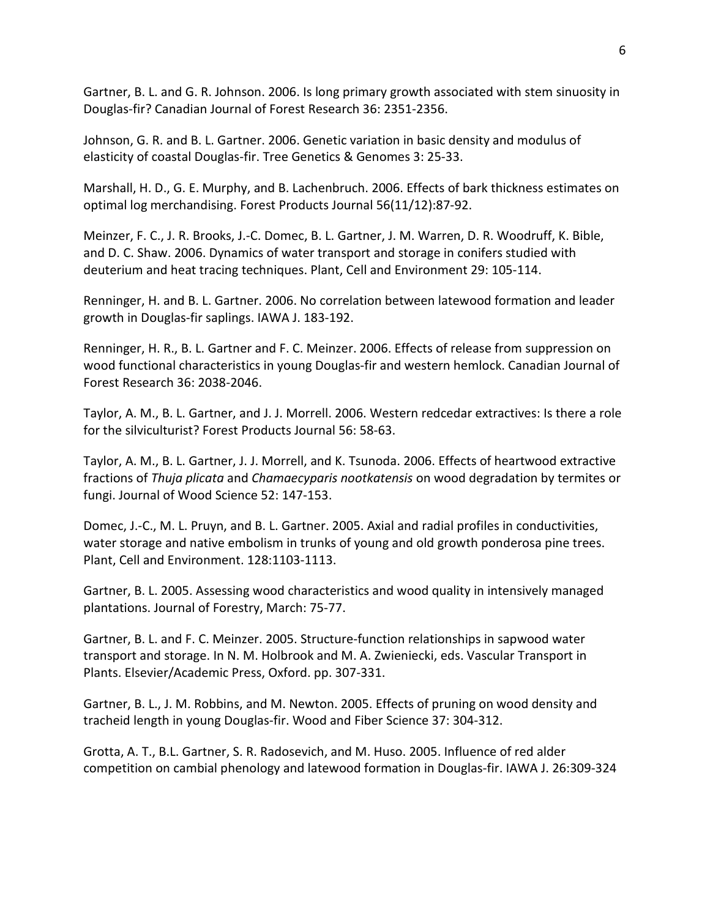Gartner, B. L. and G. R. Johnson. 2006. Is long primary growth associated with stem sinuosity in Douglas-fir? Canadian Journal of Forest Research 36: 2351-2356.

Johnson, G. R. and B. L. Gartner. 2006. Genetic variation in basic density and modulus of elasticity of coastal Douglas-fir. Tree Genetics & Genomes 3: 25-33.

Marshall, H. D., G. E. Murphy, and B. Lachenbruch. 2006. Effects of bark thickness estimates on optimal log merchandising. Forest Products Journal 56(11/12):87-92.

Meinzer, F. C., J. R. Brooks, J.-C. Domec, B. L. Gartner, J. M. Warren, D. R. Woodruff, K. Bible, and D. C. Shaw. 2006. Dynamics of water transport and storage in conifers studied with deuterium and heat tracing techniques. Plant, Cell and Environment 29: 105-114.

Renninger, H. and B. L. Gartner. 2006. No correlation between latewood formation and leader growth in Douglas-fir saplings. IAWA J. 183-192.

Renninger, H. R., B. L. Gartner and F. C. Meinzer. 2006. Effects of release from suppression on wood functional characteristics in young Douglas-fir and western hemlock. Canadian Journal of Forest Research 36: 2038-2046.

Taylor, A. M., B. L. Gartner, and J. J. Morrell. 2006. Western redcedar extractives: Is there a role for the silviculturist? Forest Products Journal 56: 58-63.

Taylor, A. M., B. L. Gartner, J. J. Morrell, and K. Tsunoda. 2006. Effects of heartwood extractive fractions of *Thuja plicata* and *Chamaecyparis nootkatensis* on wood degradation by termites or fungi. Journal of Wood Science 52: 147-153.

Domec, J.-C., M. L. Pruyn, and B. L. Gartner. 2005. Axial and radial profiles in conductivities, water storage and native embolism in trunks of young and old growth ponderosa pine trees. Plant, Cell and Environment. 128:1103-1113.

Gartner, B. L. 2005. Assessing wood characteristics and wood quality in intensively managed plantations. Journal of Forestry, March: 75-77.

Gartner, B. L. and F. C. Meinzer. 2005. Structure-function relationships in sapwood water transport and storage. In N. M. Holbrook and M. A. Zwieniecki, eds. Vascular Transport in Plants. Elsevier/Academic Press, Oxford. pp. 307-331.

Gartner, B. L., J. M. Robbins, and M. Newton. 2005. Effects of pruning on wood density and tracheid length in young Douglas-fir. Wood and Fiber Science 37: 304-312.

Grotta, A. T., B.L. Gartner, S. R. Radosevich, and M. Huso. 2005. Influence of red alder competition on cambial phenology and latewood formation in Douglas-fir. IAWA J. 26:309-324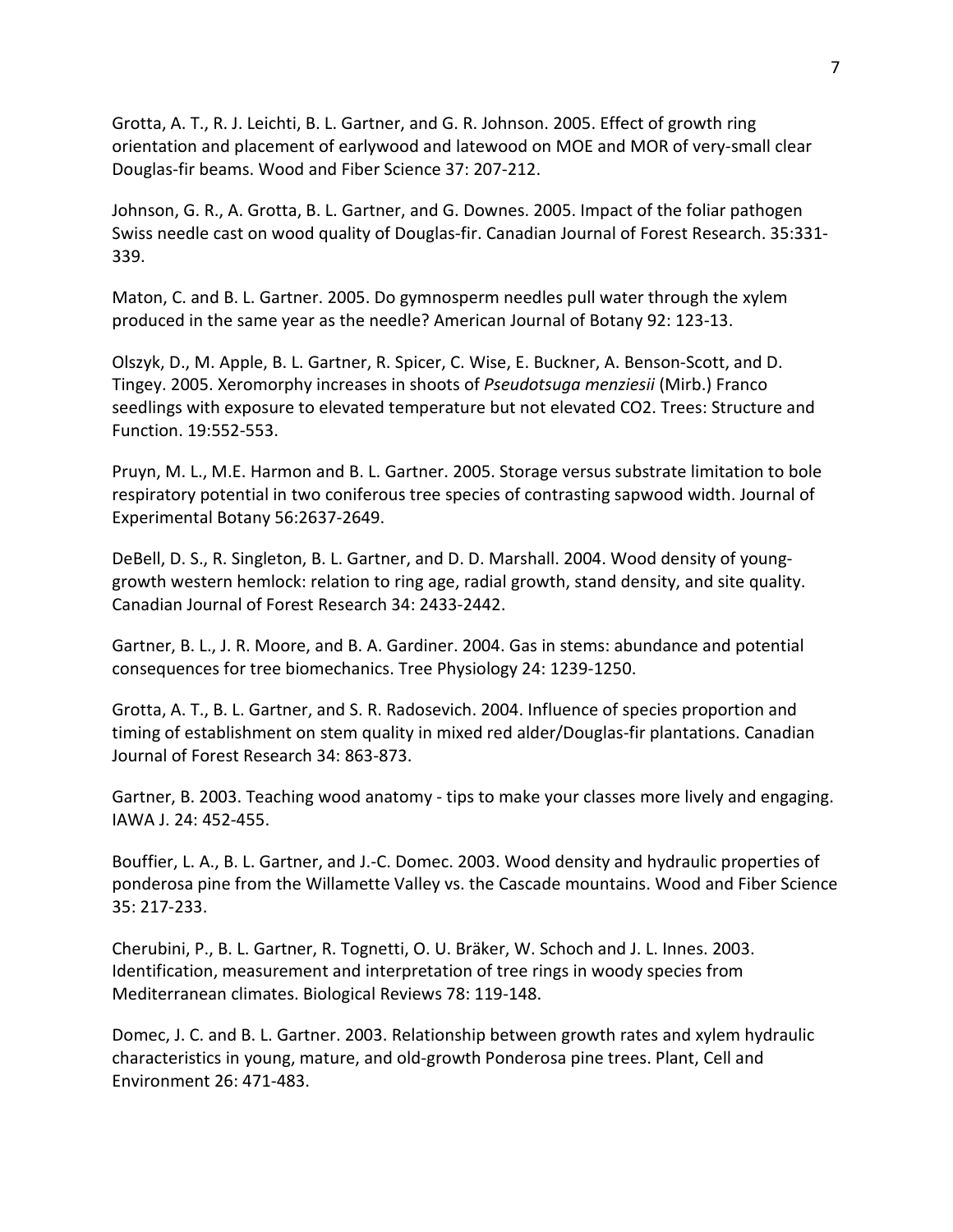Grotta, A. T., R. J. Leichti, B. L. Gartner, and G. R. Johnson. 2005. Effect of growth ring orientation and placement of earlywood and latewood on MOE and MOR of very-small clear Douglas-fir beams. Wood and Fiber Science 37: 207-212.

Johnson, G. R., A. Grotta, B. L. Gartner, and G. Downes. 2005. Impact of the foliar pathogen Swiss needle cast on wood quality of Douglas-fir. Canadian Journal of Forest Research. 35:331-339.

Maton, C. and B. L. Gartner. 2005. Do gymnosperm needles pull water through the xylem produced in the same year as the needle? American Journal of Botany 92: 123-13.

Olszyk, D., M. Apple, B. L. Gartner, R. Spicer, C. Wise, E. Buckner, A. Benson-Scott, and D. Tingey. 2005. Xeromorphy increases in shoots of *Pseudotsuga menziesii* (Mirb.) Franco seedlings with exposure to elevated temperature but not elevated CO2. Trees: Structure and Function. 19:552-553.

Pruyn, M. L., M.E. Harmon and B. L. Gartner. 2005. Storage versus substrate limitation to bole respiratory potential in two coniferous tree species of contrasting sapwood width. Journal of Experimental Botany 56:2637-2649.

DeBell, D. S., R. Singleton, B. L. Gartner, and D. D. Marshall. 2004. Wood density of young-growth western hemlock: relation to ring age, radial growth, stand density, and site quality. Canadian Journal of Forest Research 34: 2433-2442.

Gartner, B. L., J. R. Moore, and B. A. Gardiner. 2004. Gas in stems: abundance and potential consequences for tree biomechanics. Tree Physiology 24: 1239-1250.

Grotta, A. T., B. L. Gartner, and S. R. Radosevich. 2004. Influence of species proportion and timing of establishment on stem quality in mixed red alder/Douglas-fir plantations. Canadian Journal of Forest Research 34: 863-873.

Gartner, B. 2003. Teaching wood anatomy - tips to make your classes more lively and engaging. IAWA J. 24: 452-455.

Bouffier, L. A., B. L. Gartner, and J.-C. Domec. 2003. Wood density and hydraulic properties of ponderosa pine from the Willamette Valley vs. the Cascade mountains. Wood and Fiber Science 35: 217-233.

Cherubini, P., B. L. Gartner, R. Tognetti, O. U. Bräker, W. Schoch and J. L. Innes. 2003. Identification, measurement and interpretation of tree rings in woody species from Mediterranean climates. Biological Reviews 78: 119-148.

Domec, J. C. and B. L. Gartner. 2003. Relationship between growth rates and xylem hydraulic characteristics in young, mature, and old-growth Ponderosa pine trees. Plant, Cell and Environment 26: 471-483.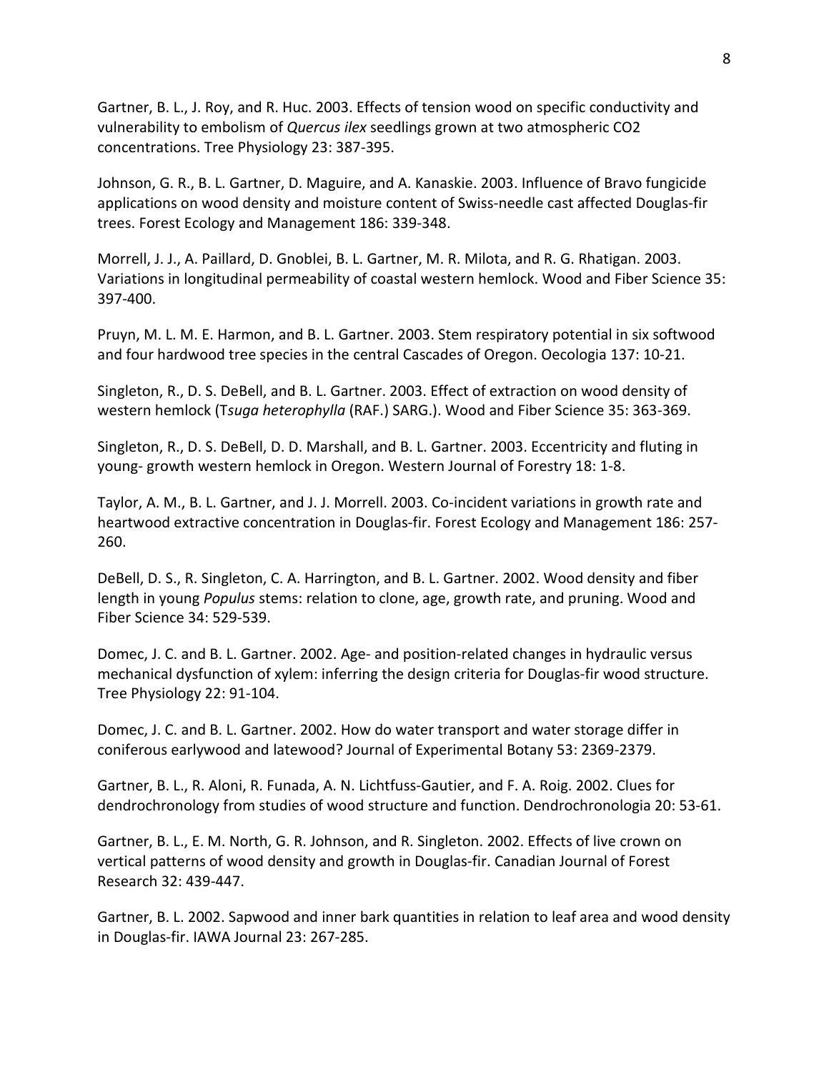Gartner, B. L., J. Roy, and R. Huc. 2003. Effects of tension wood on specific conductivity and vulnerability to embolism of *Quercus ilex* seedlings grown at two atmospheric CO2 concentrations. Tree Physiology 23: 387-395.

Johnson, G. R., B. L. Gartner, D. Maguire, and A. Kanaskie. 2003. Influence of Bravo fungicide applications on wood density and moisture content of Swiss-needle cast affected Douglas-fir trees. Forest Ecology and Management 186: 339-348.

Morrell, J. J., A. Paillard, D. Gnoblei, B. L. Gartner, M. R. Milota, and R. G. Rhatigan. 2003. Variations in longitudinal permeability of coastal western hemlock. Wood and Fiber Science 35: 397-400.

Pruyn, M. L. M. E. Harmon, and B. L. Gartner. 2003. Stem respiratory potential in six softwood and four hardwood tree species in the central Cascades of Oregon. Oecologia 137: 10-21.

Singleton, R., D. S. DeBell, and B. L. Gartner. 2003. Effect of extraction on wood density of western hemlock (T*suga heterophylla* (RAF.) SARG.). Wood and Fiber Science 35: 363-369.

Singleton, R., D. S. DeBell, D. D. Marshall, and B. L. Gartner. 2003. Eccentricity and fluting in young- growth western hemlock in Oregon. Western Journal of Forestry 18: 1-8.

Taylor, A. M., B. L. Gartner, and J. J. Morrell. 2003. Co-incident variations in growth rate and heartwood extractive concentration in Douglas-fir. Forest Ecology and Management 186: 257-260.

DeBell, D. S., R. Singleton, C. A. Harrington, and B. L. Gartner. 2002. Wood density and fiber length in young *Populus* stems: relation to clone, age, growth rate, and pruning. Wood and Fiber Science 34: 529-539.

Domec, J. C. and B. L. Gartner. 2002. Age- and position-related changes in hydraulic versus mechanical dysfunction of xylem: inferring the design criteria for Douglas-fir wood structure. Tree Physiology 22: 91-104.

Domec, J. C. and B. L. Gartner. 2002. How do water transport and water storage differ in coniferous earlywood and latewood? Journal of Experimental Botany 53: 2369-2379.

Gartner, B. L., R. Aloni, R. Funada, A. N. Lichtfuss-Gautier, and F. A. Roig. 2002. Clues for dendrochronology from studies of wood structure and function. Dendrochronologia 20: 53-61.

Gartner, B. L., E. M. North, G. R. Johnson, and R. Singleton. 2002. Effects of live crown on vertical patterns of wood density and growth in Douglas-fir. Canadian Journal of Forest Research 32: 439-447.

Gartner, B. L. 2002. Sapwood and inner bark quantities in relation to leaf area and wood density in Douglas-fir. IAWA Journal 23: 267-285.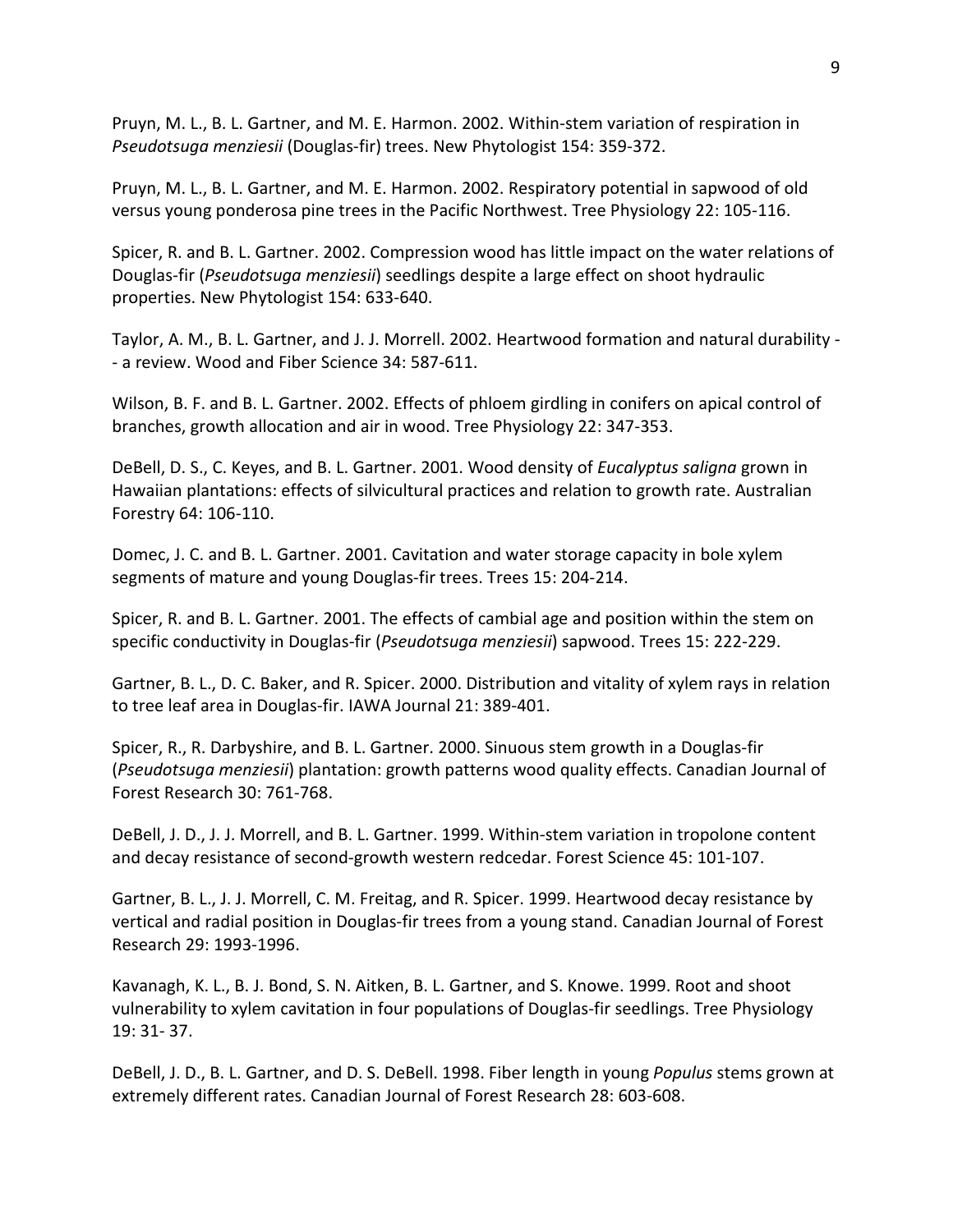Pruyn, M. L., B. L. Gartner, and M. E. Harmon. 2002. Within-stem variation of respiration in *Pseudotsuga menziesii* (Douglas-fir) trees. New Phytologist 154: 359-372.

Pruyn, M. L., B. L. Gartner, and M. E. Harmon. 2002. Respiratory potential in sapwood of old versus young ponderosa pine trees in the Pacific Northwest. Tree Physiology 22: 105-116.

Spicer, R. and B. L. Gartner. 2002. Compression wood has little impact on the water relations of Douglas-fir (*Pseudotsuga menziesii*) seedlings despite a large effect on shoot hydraulic properties. New Phytologist 154: 633-640.

Taylor, A. M., B. L. Gartner, and J. J. Morrell. 2002. Heartwood formation and natural durability -- a review. Wood and Fiber Science 34: 587-611.

Wilson, B. F. and B. L. Gartner. 2002. Effects of phloem girdling in conifers on apical control of branches, growth allocation and air in wood. Tree Physiology 22: 347-353.

DeBell, D. S., C. Keyes, and B. L. Gartner. 2001. Wood density of *Eucalyptus saligna* grown in Hawaiian plantations: effects of silvicultural practices and relation to growth rate. Australian Forestry 64: 106-110.

Domec, J. C. and B. L. Gartner. 2001. Cavitation and water storage capacity in bole xylem segments of mature and young Douglas-fir trees. Trees 15: 204-214.

Spicer, R. and B. L. Gartner. 2001. The effects of cambial age and position within the stem on specific conductivity in Douglas-fir (*Pseudotsuga menziesii*) sapwood. Trees 15: 222-229.

Gartner, B. L., D. C. Baker, and R. Spicer. 2000. Distribution and vitality of xylem rays in relation to tree leaf area in Douglas-fir. IAWA Journal 21: 389-401.

Spicer, R., R. Darbyshire, and B. L. Gartner. 2000. Sinuous stem growth in a Douglas-fir (*Pseudotsuga menziesii*) plantation: growth patterns wood quality effects. Canadian Journal of Forest Research 30: 761-768.

DeBell, J. D., J. J. Morrell, and B. L. Gartner. 1999. Within-stem variation in tropolone content and decay resistance of second-growth western redcedar. Forest Science 45: 101-107.

Gartner, B. L., J. J. Morrell, C. M. Freitag, and R. Spicer. 1999. Heartwood decay resistance by vertical and radial position in Douglas-fir trees from a young stand. Canadian Journal of Forest Research 29: 1993-1996.

Kavanagh, K. L., B. J. Bond, S. N. Aitken, B. L. Gartner, and S. Knowe. 1999. Root and shoot vulnerability to xylem cavitation in four populations of Douglas-fir seedlings. Tree Physiology 19: 31- 37.

DeBell, J. D., B. L. Gartner, and D. S. DeBell. 1998. Fiber length in young *Populus* stems grown at extremely different rates. Canadian Journal of Forest Research 28: 603-608.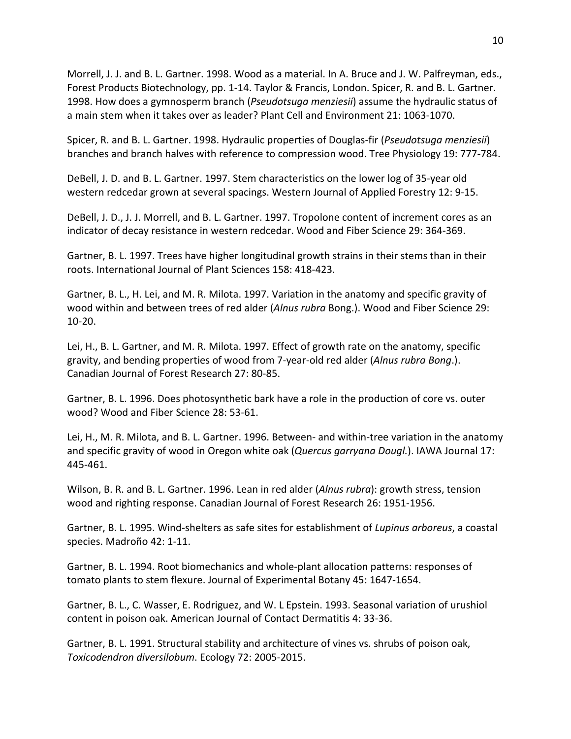Morrell, J. J. and B. L. Gartner. 1998. Wood as a material. In A. Bruce and J. W. Palfreyman, eds., Forest Products Biotechnology, pp. 1-14. Taylor & Francis, London. Spicer, R. and B. L. Gartner. 1998. How does a gymnosperm branch (*Pseudotsuga menziesii*) assume the hydraulic status of a main stem when it takes over as leader? Plant Cell and Environment 21: 1063-1070.

Spicer, R. and B. L. Gartner. 1998. Hydraulic properties of Douglas-fir (*Pseudotsuga menziesii*) branches and branch halves with reference to compression wood. Tree Physiology 19: 777-784.

DeBell, J. D. and B. L. Gartner. 1997. Stem characteristics on the lower log of 35-year old western redcedar grown at several spacings. Western Journal of Applied Forestry 12: 9-15.

DeBell, J. D., J. J. Morrell, and B. L. Gartner. 1997. Tropolone content of increment cores as an indicator of decay resistance in western redcedar. Wood and Fiber Science 29: 364-369.

Gartner, B. L. 1997. Trees have higher longitudinal growth strains in their stems than in their roots. International Journal of Plant Sciences 158: 418-423.

Gartner, B. L., H. Lei, and M. R. Milota. 1997. Variation in the anatomy and specific gravity of wood within and between trees of red alder (*Alnus rubra* Bong.). Wood and Fiber Science 29: 10-20.

Lei, H., B. L. Gartner, and M. R. Milota. 1997. Effect of growth rate on the anatomy, specific gravity, and bending properties of wood from 7-year-old red alder (*Alnus rubra Bong*.). Canadian Journal of Forest Research 27: 80-85.

Gartner, B. L. 1996. Does photosynthetic bark have a role in the production of core vs. outer wood? Wood and Fiber Science 28: 53-61.

Lei, H., M. R. Milota, and B. L. Gartner. 1996. Between- and within-tree variation in the anatomy and specific gravity of wood in Oregon white oak (*Quercus garryana Dougl.*). IAWA Journal 17: 445-461.

Wilson, B. R. and B. L. Gartner. 1996. Lean in red alder (*Alnus rubra*): growth stress, tension wood and righting response. Canadian Journal of Forest Research 26: 1951-1956.

Gartner, B. L. 1995. Wind-shelters as safe sites for establishment of *Lupinus arboreus*, a coastal species. Madroño 42: 1-11.

Gartner, B. L. 1994. Root biomechanics and whole-plant allocation patterns: responses of tomato plants to stem flexure. Journal of Experimental Botany 45: 1647-1654.

Gartner, B. L., C. Wasser, E. Rodriguez, and W. L Epstein. 1993. Seasonal variation of urushiol content in poison oak. American Journal of Contact Dermatitis 4: 33-36.

Gartner, B. L. 1991. Structural stability and architecture of vines vs. shrubs of poison oak, *Toxicodendron diversilobum*. Ecology 72: 2005-2015.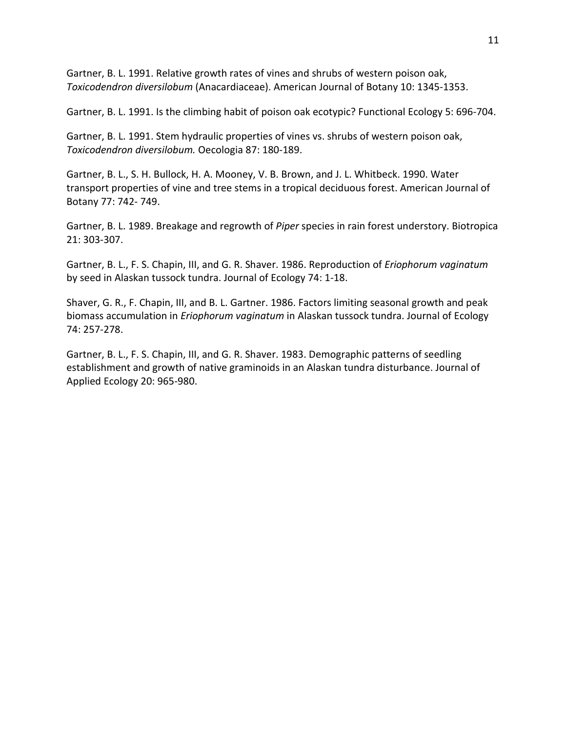Gartner, B. L. 1991. Relative growth rates of vines and shrubs of western poison oak, *Toxicodendron diversilobum* (Anacardiaceae). American Journal of Botany 10: 1345-1353.

Gartner, B. L. 1991. Is the climbing habit of poison oak ecotypic? Functional Ecology 5: 696-704.

Gartner, B. L. 1991. Stem hydraulic properties of vines vs. shrubs of western poison oak, *Toxicodendron diversilobum.* Oecologia 87: 180-189.

Gartner, B. L., S. H. Bullock, H. A. Mooney, V. B. Brown, and J. L. Whitbeck. 1990. Water transport properties of vine and tree stems in a tropical deciduous forest. American Journal of Botany 77: 742- 749.

Gartner, B. L. 1989. Breakage and regrowth of *Piper* species in rain forest understory. Biotropica 21: 303-307.

Gartner, B. L., F. S. Chapin, III, and G. R. Shaver. 1986. Reproduction of *Eriophorum vaginatum* by seed in Alaskan tussock tundra. Journal of Ecology 74: 1-18.

Shaver, G. R., F. Chapin, III, and B. L. Gartner. 1986. Factors limiting seasonal growth and peak biomass accumulation in *Eriophorum vaginatum* in Alaskan tussock tundra. Journal of Ecology 74: 257-278.

Gartner, B. L., F. S. Chapin, III, and G. R. Shaver. 1983. Demographic patterns of seedling establishment and growth of native graminoids in an Alaskan tundra disturbance. Journal of Applied Ecology 20: 965-980.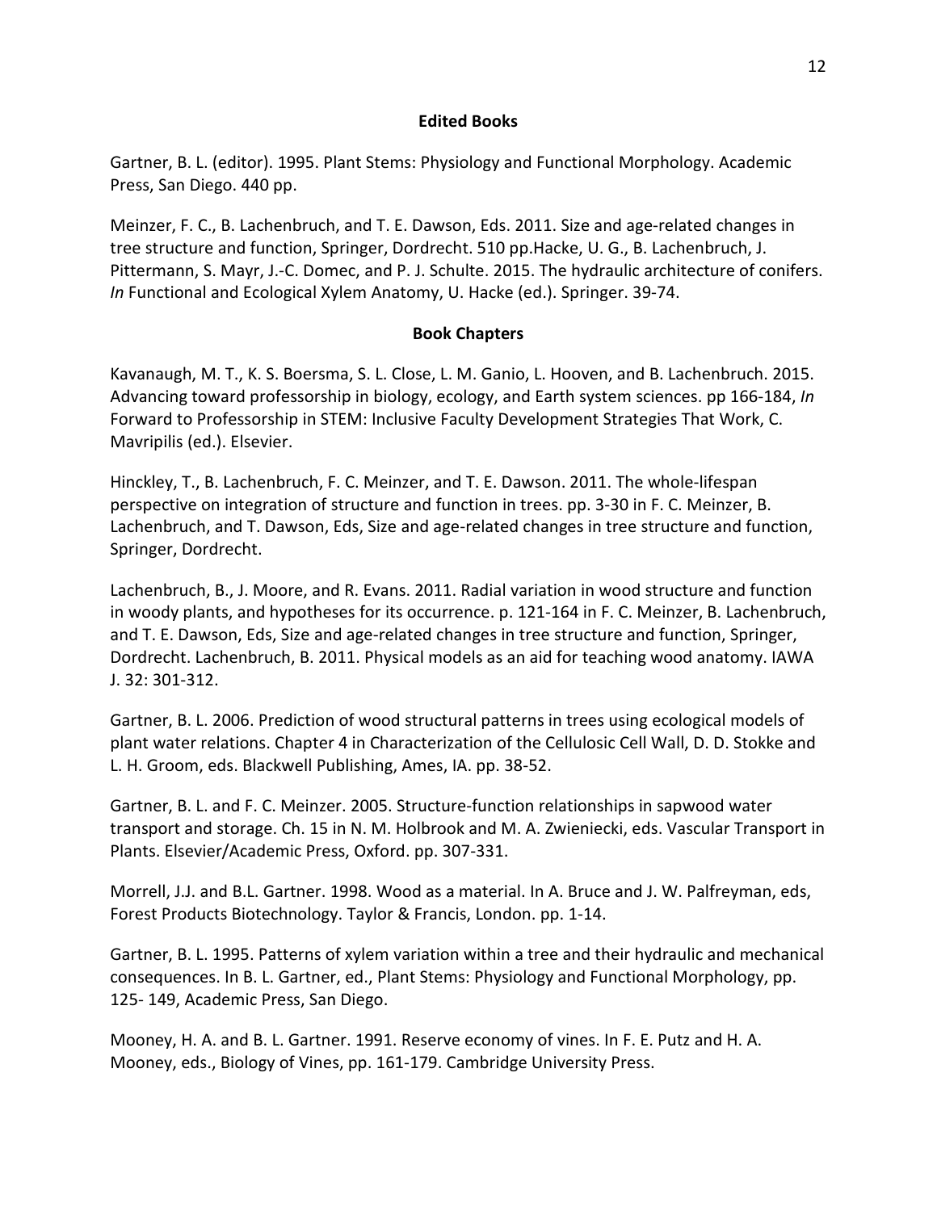## Edited Books

Gartner, B. L. (editor). 1995. Plant Stems: Physiology and Functional Morphology. Academic Press, San Diego. 440 pp.

Meinzer, F. C., B. Lachenbruch, and T. E. Dawson, Eds. 2011. Size and age-related changes in tree structure and function, Springer, Dordrecht. 510 pp.Hacke, U. G., B. Lachenbruch, J. Pittermann, S. Mayr, J.-C. Domec, and P. J. Schulte. 2015. The hydraulic architecture of conifers. *In* Functional and Ecological Xylem Anatomy, U. Hacke (ed.). Springer. 39-74.

## Book Chapters

Kavanaugh, M. T., K. S. Boersma, S. L. Close, L. M. Ganio, L. Hooven, and B. Lachenbruch. 2015. Advancing toward professorship in biology, ecology, and Earth system sciences. pp 166-184, *In* Forward to Professorship in STEM: Inclusive Faculty Development Strategies That Work, C. Mavripilis (ed.). Elsevier.

Hinckley, T., B. Lachenbruch, F. C. Meinzer, and T. E. Dawson. 2011. The whole-lifespan perspective on integration of structure and function in trees. pp. 3-30 in F. C. Meinzer, B. Lachenbruch, and T. Dawson, Eds, Size and age-related changes in tree structure and function, Springer, Dordrecht.

Lachenbruch, B., J. Moore, and R. Evans. 2011. Radial variation in wood structure and function in woody plants, and hypotheses for its occurrence. p. 121-164 in F. C. Meinzer, B. Lachenbruch, and T. E. Dawson, Eds, Size and age-related changes in tree structure and function, Springer, Dordrecht. Lachenbruch, B. 2011. Physical models as an aid for teaching wood anatomy. IAWA J. 32: 301-312.

Gartner, B. L. 2006. Prediction of wood structural patterns in trees using ecological models of plant water relations. Chapter 4 in Characterization of the Cellulosic Cell Wall, D. D. Stokke and L. H. Groom, eds. Blackwell Publishing, Ames, IA. pp. 38-52.

Gartner, B. L. and F. C. Meinzer. 2005. Structure-function relationships in sapwood water transport and storage. Ch. 15 in N. M. Holbrook and M. A. Zwieniecki, eds. Vascular Transport in Plants. Elsevier/Academic Press, Oxford. pp. 307-331.

Morrell, J.J. and B.L. Gartner. 1998. Wood as a material. In A. Bruce and J. W. Palfreyman, eds, Forest Products Biotechnology. Taylor & Francis, London. pp. 1-14.

Gartner, B. L. 1995. Patterns of xylem variation within a tree and their hydraulic and mechanical consequences. In B. L. Gartner, ed., Plant Stems: Physiology and Functional Morphology, pp. 125- 149, Academic Press, San Diego.

Mooney, H. A. and B. L. Gartner. 1991. Reserve economy of vines. In F. E. Putz and H. A. Mooney, eds., Biology of Vines, pp. 161-179. Cambridge University Press.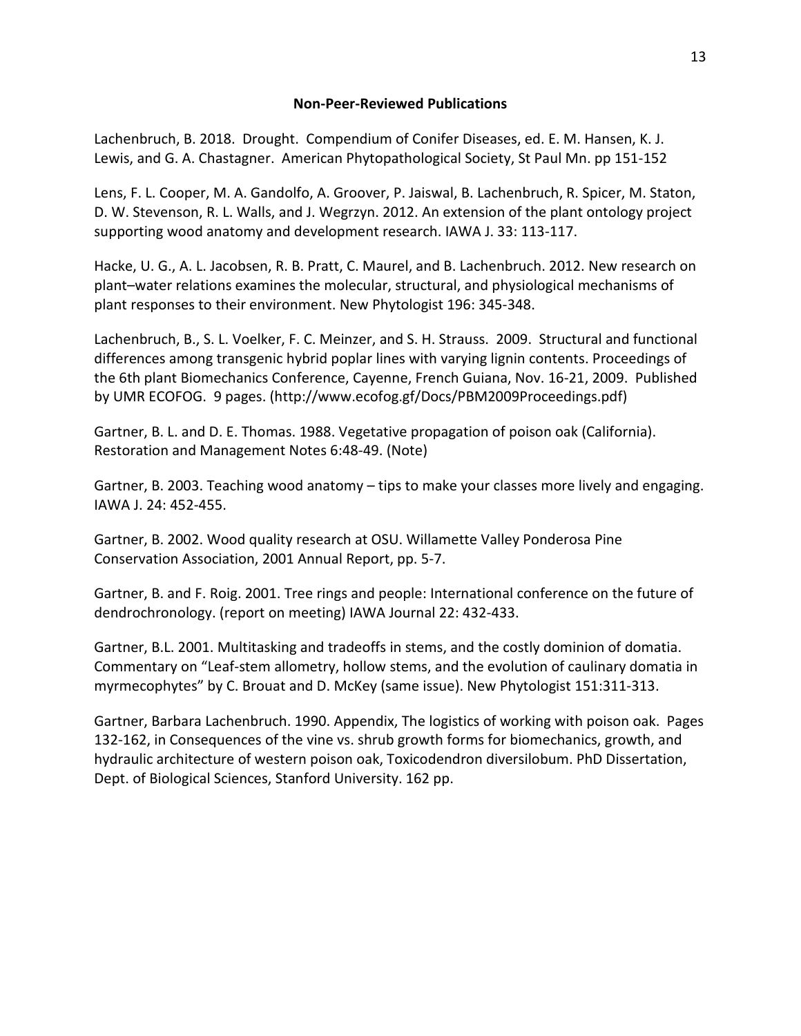**Non-Peer-Reviewed Publications**

Lachenbruch, B. 2018. Drought. Compendium of Conifer Diseases, ed. E. M. Hansen, K. J. Lewis, and G. A. Chastagner. American Phytopathological Society, St Paul Mn. pp 151-152

Lens, F. L. Cooper, M. A. Gandolfo, A. Groover, P. Jaiswal, B. Lachenbruch, R. Spicer, M. Staton, D. W. Stevenson, R. L. Walls, and J. Wegrzyn. 2012. An extension of the plant ontology project supporting wood anatomy and development research. IAWA J. 33: 113-117.

Hacke, U. G., A. L. Jacobsen, R. B. Pratt, C. Maurel, and B. Lachenbruch. 2012. New research on plant–water relations examines the molecular, structural, and physiological mechanisms of plant responses to their environment. New Phytologist 196: 345-348.

Lachenbruch, B., S. L. Voelker, F. C. Meinzer, and S. H. Strauss. 2009. Structural and functional differences among transgenic hybrid poplar lines with varying lignin contents. Proceedings of the 6th plant Biomechanics Conference, Cayenne, French Guiana, Nov. 16-21, 2009. Published by UMR ECOFOG. 9 pages. (http://www.ecofog.gf/Docs/PBM2009Proceedings.pdf)

Gartner, B. L. and D. E. Thomas. 1988. Vegetative propagation of poison oak (California). Restoration and Management Notes 6:48-49. (Note)

Gartner, B. 2003. Teaching wood anatomy – tips to make your classes more lively and engaging. IAWA J. 24: 452-455.

Gartner, B. 2002. Wood quality research at OSU. Willamette Valley Ponderosa Pine Conservation Association, 2001 Annual Report, pp. 5-7.

Gartner, B. and F. Roig. 2001. Tree rings and people: International conference on the future of dendrochronology. (report on meeting) IAWA Journal 22: 432-433.

Gartner, B.L. 2001. Multitasking and tradeoffs in stems, and the costly dominion of domatia. Commentary on "Leaf-stem allometry, hollow stems, and the evolution of caulinary domatia in myrmecophytes" by C. Brouat and D. McKey (same issue). New Phytologist 151:311-313.

Gartner, Barbara Lachenbruch. 1990. Appendix, The logistics of working with poison oak. Pages 132-162, in Consequences of the vine vs. shrub growth forms for biomechanics, growth, and hydraulic architecture of western poison oak, Toxicodendron diversilobum. PhD Dissertation, Dept. of Biological Sciences, Stanford University. 162 pp.